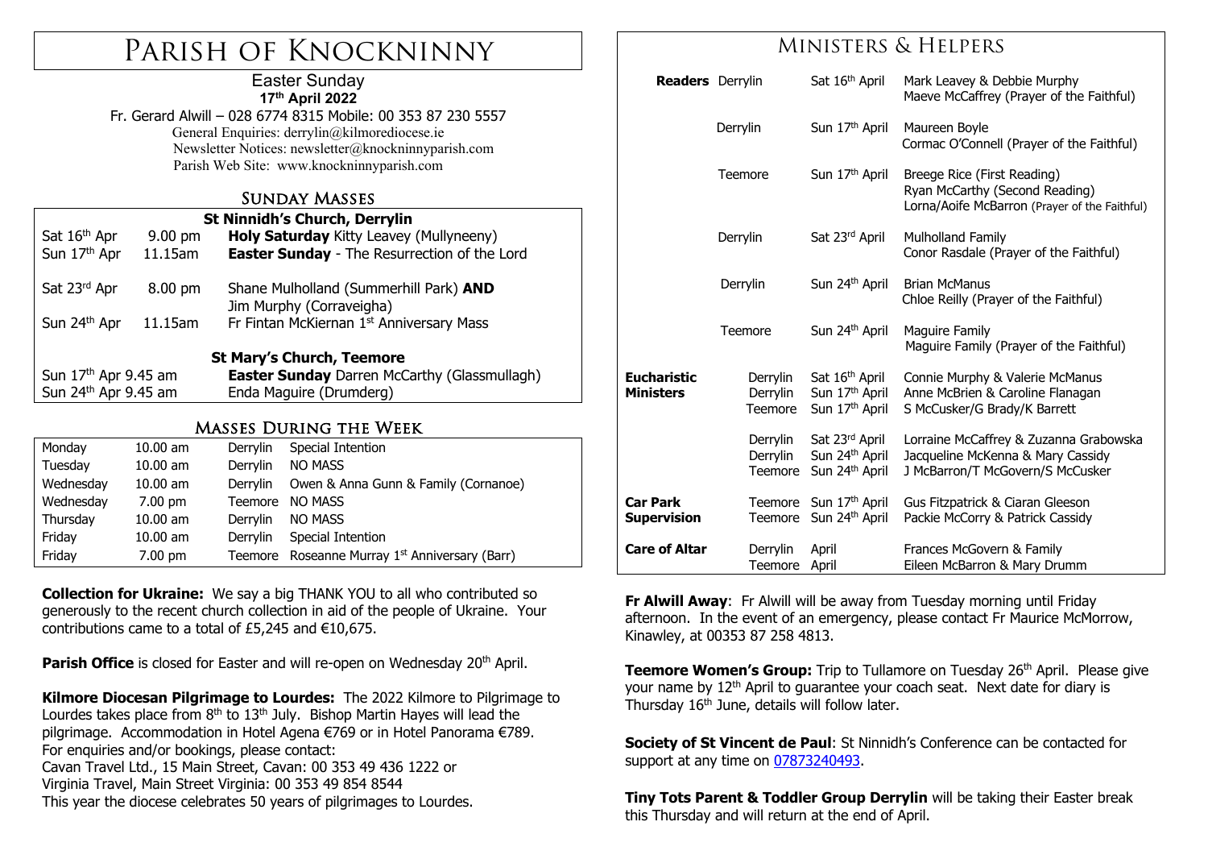# Parish of Knockninny

Easter Sunday
**17th April 2022**

Fr. Gerard Alwill – 028 6774 8315 Mobile: 00 353 87 230 5557
General Enquiries: derrylin@kilmorediocese.ie
Newsletter Notices: newsletter@knockninnyparish.com
Parish Web Site: www.knockninnyparish.com

## Sunday Masses

| **St Ninnidh's Church, Derrylin** | | |
|---|---|---|
| Sat 16th Apr | 9.00 pm | **Holy Saturday** Kitty Leavey (Mullyneeny) |
| Sun 17th Apr | 11.15am | **Easter Sunday** - The Resurrection of the Lord |
| Sat 23rd Apr | 8.00 pm | Shane Mulholland (Summerhill Park) **AND** Jim Murphy (Corraveigha) |
| Sun 24th Apr | 11.15am | Fr Fintan McKiernan 1st Anniversary Mass |
| **St Mary's Church, Teemore** | | |
| Sun 17th Apr | 9.45 am | **Easter Sunday** Darren McCarthy (Glassmullagh) |
| Sun 24th Apr | 9.45 am | Enda Maguire (Drumderg) |

## Masses During the Week

| | | | |
|---|---|---|---|
| Monday | 10.00 am | Derrylin | Special Intention |
| Tuesday | 10.00 am | Derrylin | NO MASS |
| Wednesday | 10.00 am | Derrylin | Owen & Anna Gunn & Family (Cornanoe) |
| Wednesday | 7.00 pm | Teemore | NO MASS |
| Thursday | 10.00 am | Derrylin | NO MASS |
| Friday | 10.00 am | Derrylin | Special Intention |
| Friday | 7.00 pm | Teemore | Roseanne Murray 1st Anniversary (Barr) |

**Collection for Ukraine:** We say a big THANK YOU to all who contributed so generously to the recent church collection in aid of the people of Ukraine. Your contributions came to a total of £5,245 and €10,675.

**Parish Office** is closed for Easter and will re-open on Wednesday 20th April.

**Kilmore Diocesan Pilgrimage to Lourdes:** The 2022 Kilmore to Pilgrimage to Lourdes takes place from 8th to 13th July. Bishop Martin Hayes will lead the pilgrimage. Accommodation in Hotel Agena €769 or in Hotel Panorama €789. For enquiries and/or bookings, please contact:
Cavan Travel Ltd., 15 Main Street, Cavan: 00 353 49 436 1222 or
Virginia Travel, Main Street Virginia: 00 353 49 854 8544
This year the diocese celebrates 50 years of pilgrimages to Lourdes.

## Ministers & Helpers

| | | | |
|---|---|---|---|
| **Readers** | Derrylin | Sat 16th April | Mark Leavey & Debbie Murphy; Maeve McCaffrey (Prayer of the Faithful) |
| | Derrylin | Sun 17th April | Maureen Boyle; Cormac O'Connell (Prayer of the Faithful) |
| | Teemore | Sun 17th April | Breege Rice (First Reading); Ryan McCarthy (Second Reading); Lorna/Aoife McBarron (Prayer of the Faithful) |
| | Derrylin | Sat 23rd April | Mulholland Family; Conor Rasdale (Prayer of the Faithful) |
| | Derrylin | Sun 24th April | Brian McManus; Chloe Reilly (Prayer of the Faithful) |
| | Teemore | Sun 24th April | Maguire Family; Maguire Family (Prayer of the Faithful) |
| **Eucharistic Ministers** | Derrylin | Sat 16th April | Connie Murphy & Valerie McManus |
| | Derrylin | Sun 17th April | Anne McBrien & Caroline Flanagan |
| | Teemore | Sun 17th April | S McCusker/G Brady/K Barrett |
| | Derrylin | Sat 23rd April | Lorraine McCaffrey & Zuzanna Grabowska |
| | Derrylin | Sun 24th April | Jacqueline McKenna & Mary Cassidy |
| | Teemore | Sun 24th April | J McBarron/T McGovern/S McCusker |
| **Car Park Supervision** | Teemore | Sun 17th April | Gus Fitzpatrick & Ciaran Gleeson |
| | Teemore | Sun 24th April | Packie McCorry & Patrick Cassidy |
| **Care of Altar** | Derrylin | April | Frances McGovern & Family |
| | Teemore | April | Eileen McBarron & Mary Drumm |

**Fr Alwill Away**: Fr Alwill will be away from Tuesday morning until Friday afternoon. In the event of an emergency, please contact Fr Maurice McMorrow, Kinawley, at 00353 87 258 4813.

**Teemore Women's Group:** Trip to Tullamore on Tuesday 26th April. Please give your name by 12th April to guarantee your coach seat. Next date for diary is Thursday 16th June, details will follow later.

**Society of St Vincent de Paul**: St Ninnidh's Conference can be contacted for support at any time on 07873240493.

**Tiny Tots Parent & Toddler Group Derrylin** will be taking their Easter break this Thursday and will return at the end of April.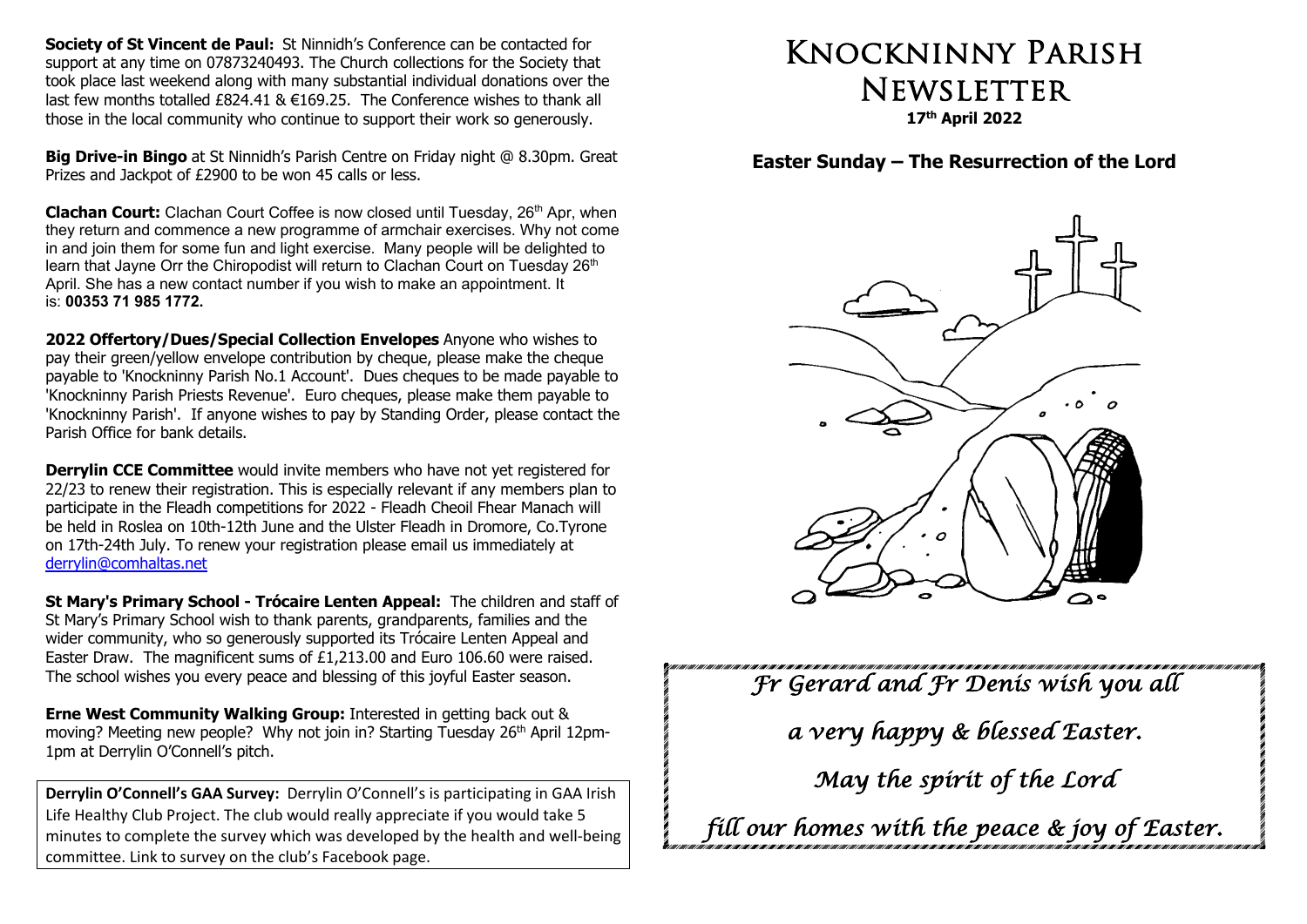**Society of St Vincent de Paul:** St Ninnidh's Conference can be contacted for support at any time on 07873240493. The Church collections for the Society that took place last weekend along with many substantial individual donations over the last few months totalled £824.41 & €169.25. The Conference wishes to thank all those in the local community who continue to support their work so generously.

**Big Drive-in Bingo** at St Ninnidh's Parish Centre on Friday night @ 8.30pm. Great Prizes and Jackpot of £2900 to be won 45 calls or less.

**Clachan Court:** Clachan Court Coffee is now closed until Tuesday, 26th Apr, when they return and commence a new programme of armchair exercises. Why not come in and join them for some fun and light exercise. Many people will be delighted to learn that Jayne Orr the Chiropodist will return to Clachan Court on Tuesday 26th April. She has a new contact number if you wish to make an appointment. It is: **00353 71 985 1772.**

**2022 Offertory/Dues/Special Collection Envelopes** Anyone who wishes to pay their green/yellow envelope contribution by cheque, please make the cheque payable to 'Knockninny Parish No.1 Account'. Dues cheques to be made payable to 'Knockninny Parish Priests Revenue'. Euro cheques, please make them payable to 'Knockninny Parish'. If anyone wishes to pay by Standing Order, please contact the Parish Office for bank details.

**Derrylin CCE Committee** would invite members who have not yet registered for 22/23 to renew their registration. This is especially relevant if any members plan to participate in the Fleadh competitions for 2022 - Fleadh Cheoil Fhear Manach will be held in Roslea on 10th-12th June and the Ulster Fleadh in Dromore, Co.Tyrone on 17th-24th July. To renew your registration please email us immediately at derrylin@comhaltas.net

**St Mary's Primary School - Trócaire Lenten Appeal:** The children and staff of St Mary's Primary School wish to thank parents, grandparents, families and the wider community, who so generously supported its Trócaire Lenten Appeal and Easter Draw. The magnificent sums of £1,213.00 and Euro 106.60 were raised. The school wishes you every peace and blessing of this joyful Easter season.

**Erne West Community Walking Group:** Interested in getting back out & moving? Meeting new people? Why not join in? Starting Tuesday 26th April 12pm-1pm at Derrylin O'Connell's pitch.

**Derrylin O'Connell's GAA Survey:** Derrylin O'Connell's is participating in GAA Irish Life Healthy Club Project. The club would really appreciate if you would take 5 minutes to complete the survey which was developed by the health and well-being committee. Link to survey on the club's Facebook page.

# Knockninny Parish Newsletter

**17th April 2022**

## Easter Sunday – The Resurrection of the Lord

*Fr Gerard and Fr Denis wish you all*

*a very happy & blessed Easter.*

*May the spirit of the Lord*

*fill our homes with the peace & joy of Easter.*